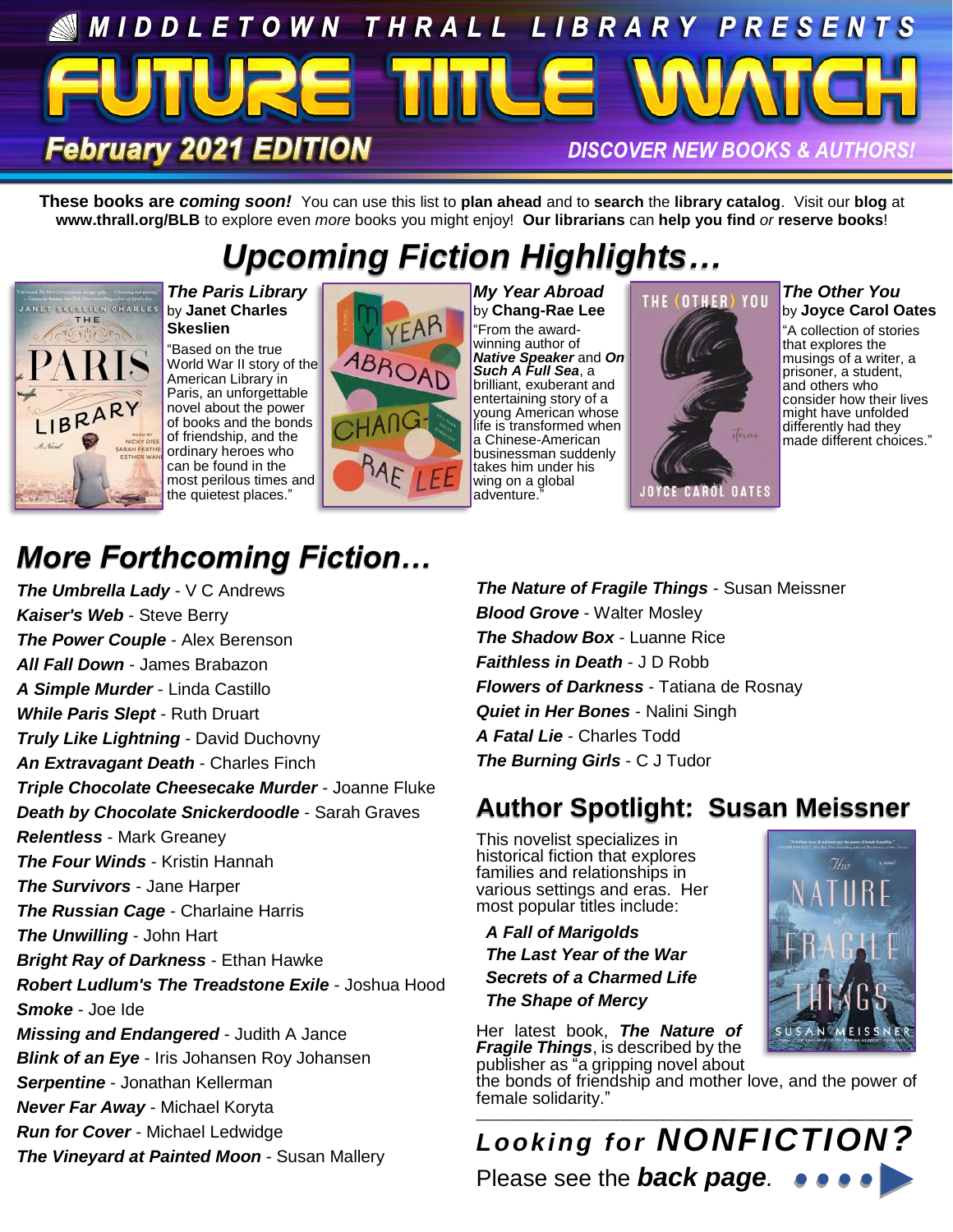# MIDDLETOWN THRALL LIBRARY PRESENTS

# FUTURE TITLE WATCH

**February 2021 EDITION**

**DISCOVER NEW BOOKS & AUTHORS!**

**These books are *coming soon!*** You can use this list to **plan ahead** and to **search** the **library catalog**. Visit our **blog** at **www.thrall.org/BLB** to explore even *more* books you might enjoy! **Our librarians** can **help you find** *or* **reserve books**!

## *Upcoming Fiction Highlights…*

***The Paris Library*** by **Janet Charles Skeslien**

"Based on the true World War II story of the American Library in Paris, an unforgettable novel about the power of books and the bonds of friendship, and the ordinary heroes who can be found in the most perilous times and the quietest places."

***My Year Abroad*** by **Chang-Rae Lee**

"From the award-winning author of ***Native Speaker*** and ***On Such A Full Sea***, a brilliant, exuberant and entertaining story of a young American whose life is transformed when a Chinese-American businessman suddenly takes him under his wing on a global adventure."

***The Other You*** by **Joyce Carol Oates**

"A collection of stories that explores the musings of a writer, a prisoner, a student, and others who consider how their lives might have unfolded differently had they made different choices."

## *More Forthcoming Fiction…*

***The Umbrella Lady*** - V C Andrews
***Kaiser's Web*** - Steve Berry
***The Power Couple*** - Alex Berenson
***All Fall Down*** - James Brabazon
***A Simple Murder*** - Linda Castillo
***While Paris Slept*** - Ruth Druart
***Truly Like Lightning*** - David Duchovny
***An Extravagant Death*** - Charles Finch
***Triple Chocolate Cheesecake Murder*** - Joanne Fluke
***Death by Chocolate Snickerdoodle*** - Sarah Graves
***Relentless*** - Mark Greaney
***The Four Winds*** - Kristin Hannah
***The Survivors*** - Jane Harper
***The Russian Cage*** - Charlaine Harris
***The Unwilling*** - John Hart
***Bright Ray of Darkness*** - Ethan Hawke
***Robert Ludlum's The Treadstone Exile*** - Joshua Hood
***Smoke*** - Joe Ide
***Missing and Endangered*** - Judith A Jance
***Blink of an Eye*** - Iris Johansen Roy Johansen
***Serpentine*** - Jonathan Kellerman
***Never Far Away*** - Michael Koryta
***Run for Cover*** - Michael Ledwidge
***The Vineyard at Painted Moon*** - Susan Mallery
***The Nature of Fragile Things*** - Susan Meissner
***Blood Grove*** - Walter Mosley
***The Shadow Box*** - Luanne Rice
***Faithless in Death*** - J D Robb
***Flowers of Darkness*** - Tatiana de Rosnay
***Quiet in Her Bones*** - Nalini Singh
***A Fatal Lie*** - Charles Todd
***The Burning Girls*** - C J Tudor

## Author Spotlight: Susan Meissner

This novelist specializes in historical fiction that explores families and relationships in various settings and eras. Her most popular titles include:

***A Fall of Marigolds***
***The Last Year of the War***
***Secrets of a Charmed Life***
***The Shape of Mercy***

Her latest book, ***The Nature of Fragile Things***, is described by the publisher as "a gripping novel about the bonds of friendship and mother love, and the power of female solidarity."

## *Looking for NONFICTION?*

Please see the ***back page***.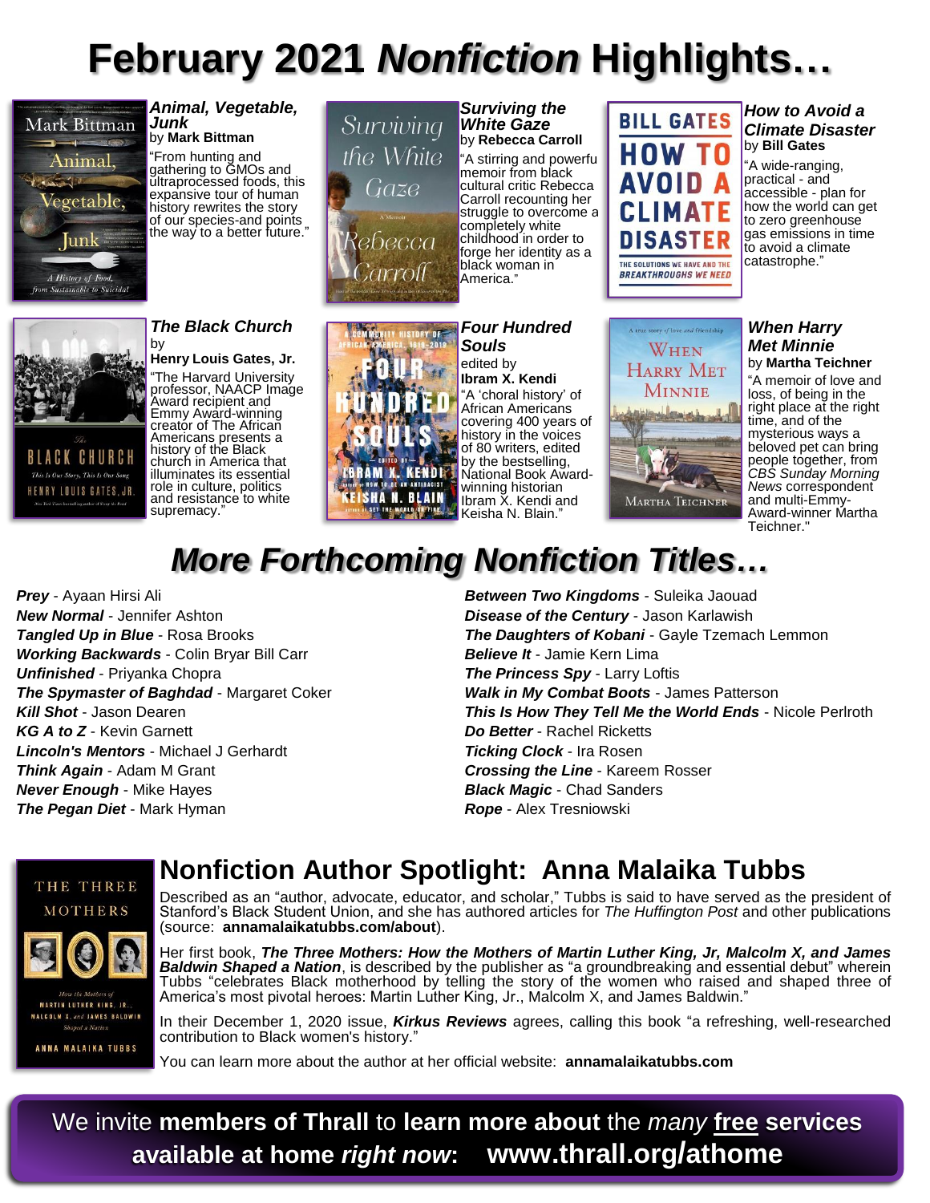# February 2021 *Nonfiction* Highlights…

***Animal, Vegetable, Junk*** by **Mark Bittman**

"From hunting and gathering to GMOs and ultraprocessed foods, this expansive tour of human history rewrites the story of our species-and points the way to a better future."

***Surviving the White Gaze*** by **Rebecca Carroll**

"A stirring and powerfu memoir from black cultural critic Rebecca Carroll recounting her struggle to overcome a completely white childhood in order to forge her identity as a black woman in America."

***How to Avoid a Climate Disaster*** by **Bill Gates**

"A wide-ranging, practical - and accessible - plan for how the world can get to zero greenhouse gas emissions in time to avoid a climate catastrophe."

***The Black Church*** by **Henry Louis Gates, Jr.**

"The Harvard University professor, NAACP Image Award recipient and Emmy Award-winning creator of The African Americans presents a history of the Black church in America that illuminates its essential role in culture, politics and resistance to white supremacy."

***Four Hundred Souls*** edited by **Ibram X. Kendi**

"A 'choral history' of African Americans covering 400 years of history in the voices of 80 writers, edited by the bestselling, National Book Award-winning historian Ibram X. Kendi and Keisha N. Blain."

***When Harry Met Minnie*** by **Martha Teichner**

"A memoir of love and loss, of being in the right place at the right time, and of the mysterious ways a beloved pet can bring people together, from *CBS Sunday Morning News* correspondent and multi-Emmy-Award-winner Martha Teichner."

# *More Forthcoming Nonfiction Titles…*

***Prey*** - Ayaan Hirsi Ali
***New Normal*** - Jennifer Ashton
***Tangled Up in Blue*** - Rosa Brooks
***Working Backwards*** - Colin Bryar Bill Carr
***Unfinished*** - Priyanka Chopra
***The Spymaster of Baghdad*** - Margaret Coker
***Kill Shot*** - Jason Dearen
***KG A to Z*** - Kevin Garnett
***Lincoln's Mentors*** - Michael J Gerhardt
***Think Again*** - Adam M Grant
***Never Enough*** - Mike Hayes
***The Pegan Diet*** - Mark Hyman
***Between Two Kingdoms*** - Suleika Jaouad
***Disease of the Century*** - Jason Karlawish
***The Daughters of Kobani*** - Gayle Tzemach Lemmon
***Believe It*** - Jamie Kern Lima
***The Princess Spy*** - Larry Loftis
***Walk in My Combat Boots*** - James Patterson
***This Is How They Tell Me the World Ends*** - Nicole Perlroth
***Do Better*** - Rachel Ricketts
***Ticking Clock*** - Ira Rosen
***Crossing the Line*** - Kareem Rosser
***Black Magic*** - Chad Sanders
***Rope*** - Alex Tresniowski

## Nonfiction Author Spotlight: Anna Malaika Tubbs

Described as an "author, advocate, educator, and scholar," Tubbs is said to have served as the president of Stanford's Black Student Union, and she has authored articles for *The Huffington Post* and other publications (source: **annamalaikatubbs.com/about**).

Her first book, ***The Three Mothers: How the Mothers of Martin Luther King, Jr, Malcolm X, and James Baldwin Shaped a Nation***, is described by the publisher as "a groundbreaking and essential debut" wherein Tubbs "celebrates Black motherhood by telling the story of the women who raised and shaped three of America's most pivotal heroes: Martin Luther King, Jr., Malcolm X, and James Baldwin."

In their December 1, 2020 issue, ***Kirkus Reviews*** agrees, calling this book "a refreshing, well-researched contribution to Black women's history."

You can learn more about the author at her official website: **annamalaikatubbs.com**

We invite **members of Thrall** to **learn more about** the *many* **free services available at home** ***right now*****: www.thrall.org/athome**